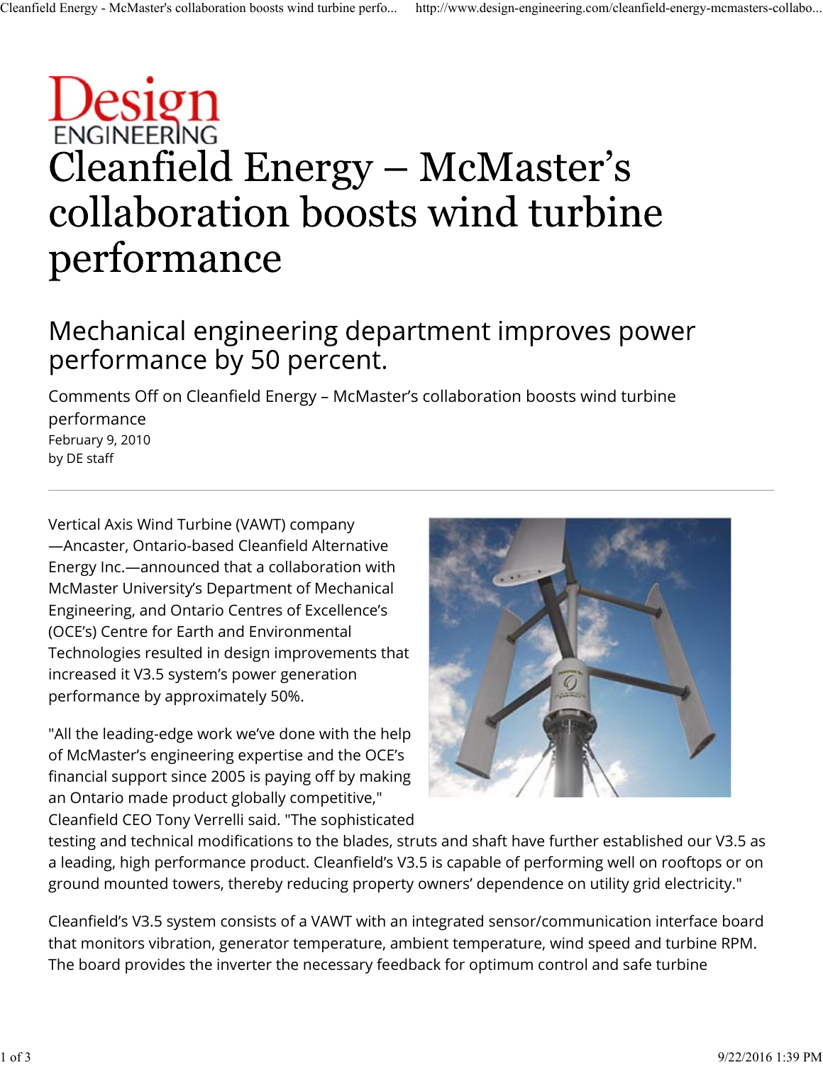Design ENGINEERING

# Cleanfield Energy – McMaster's collaboration boosts wind turbine performance

## Mechanical engineering department improves power performance by 50 percent.

Comments Off on Cleanfield Energy – McMaster's collaboration boosts wind turbine performance
February 9, 2010
by DE staff

---

Vertical Axis Wind Turbine (VAWT) company—Ancaster, Ontario-based Cleanfield Alternative Energy Inc.—announced that a collaboration with McMaster University's Department of Mechanical Engineering, and Ontario Centres of Excellence's (OCE's) Centre for Earth and Environmental Technologies resulted in design improvements that increased it V3.5 system's power generation performance by approximately 50%.

"All the leading-edge work we've done with the help of McMaster's engineering expertise and the OCE's financial support since 2005 is paying off by making an Ontario made product globally competitive," Cleanfield CEO Tony Verrelli said. "The sophisticated testing and technical modifications to the blades, struts and shaft have further established our V3.5 as a leading, high performance product. Cleanfield's V3.5 is capable of performing well on rooftops or on ground mounted towers, thereby reducing property owners' dependence on utility grid electricity."

Cleanfield's V3.5 system consists of a VAWT with an integrated sensor/communication interface board that monitors vibration, generator temperature, ambient temperature, wind speed and turbine RPM. The board provides the inverter the necessary feedback for optimum control and safe turbine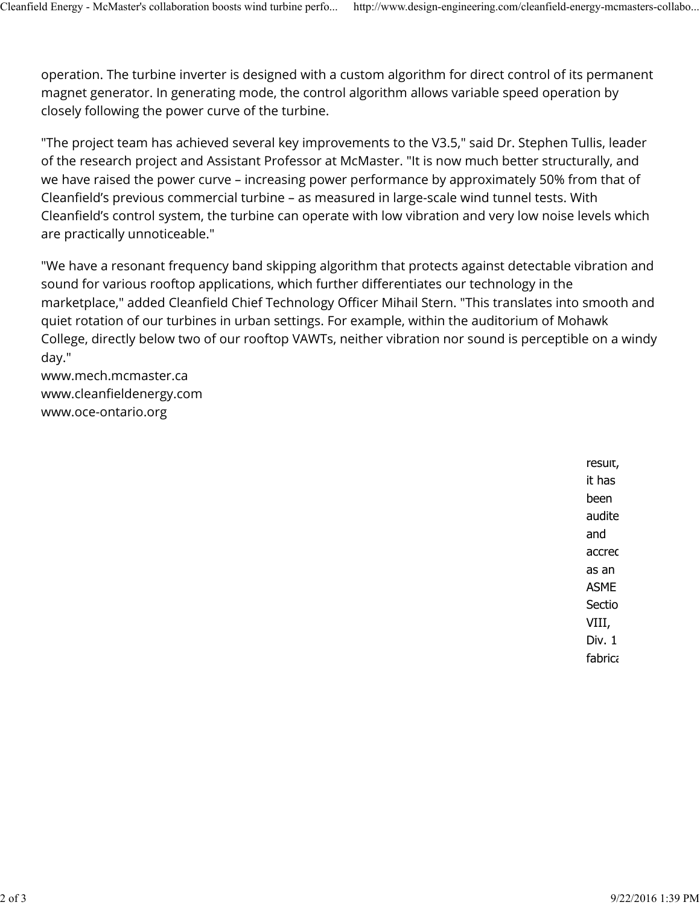operation. The turbine inverter is designed with a custom algorithm for direct control of its permanent magnet generator. In generating mode, the control algorithm allows variable speed operation by closely following the power curve of the turbine.

"The project team has achieved several key improvements to the V3.5," said Dr. Stephen Tullis, leader of the research project and Assistant Professor at McMaster. "It is now much better structurally, and we have raised the power curve – increasing power performance by approximately 50% from that of Cleanfield's previous commercial turbine – as measured in large-scale wind tunnel tests. With Cleanfield's control system, the turbine can operate with low vibration and very low noise levels which are practically unnoticeable."

"We have a resonant frequency band skipping algorithm that protects against detectable vibration and sound for various rooftop applications, which further differentiates our technology in the marketplace," added Cleanfield Chief Technology Officer Mihail Stern. "This translates into smooth and quiet rotation of our turbines in urban settings. For example, within the auditorium of Mohawk College, directly below two of our rooftop VAWTs, neither vibration nor sound is perceptible on a windy day."

www.mech.mcmaster.ca
www.cleanfieldenergy.com
www.oce-ontario.org

result, it has been audite and accred as an ASME Sectio VIII, Div. 1 fabrica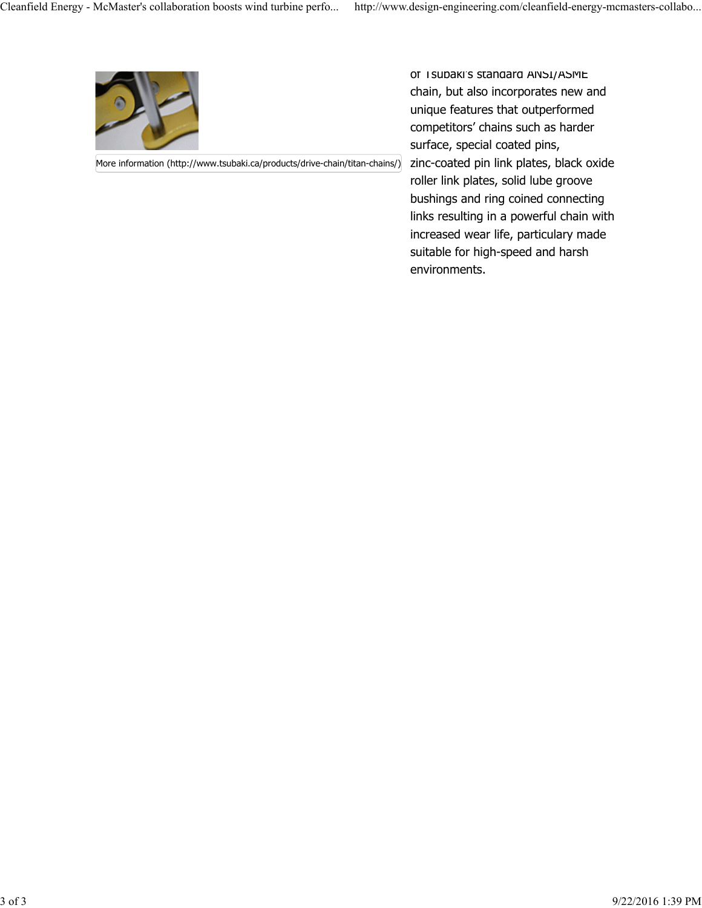More information (http://www.tsubaki.ca/products/drive-chain/titan-chains/)

of Tsubaki's standard ANSI/ASME chain, but also incorporates new and unique features that outperformed competitors' chains such as harder surface, special coated pins, zinc-coated pin link plates, black oxide roller link plates, solid lube groove bushings and ring coined connecting links resulting in a powerful chain with increased wear life, particulary made suitable for high-speed and harsh environments.